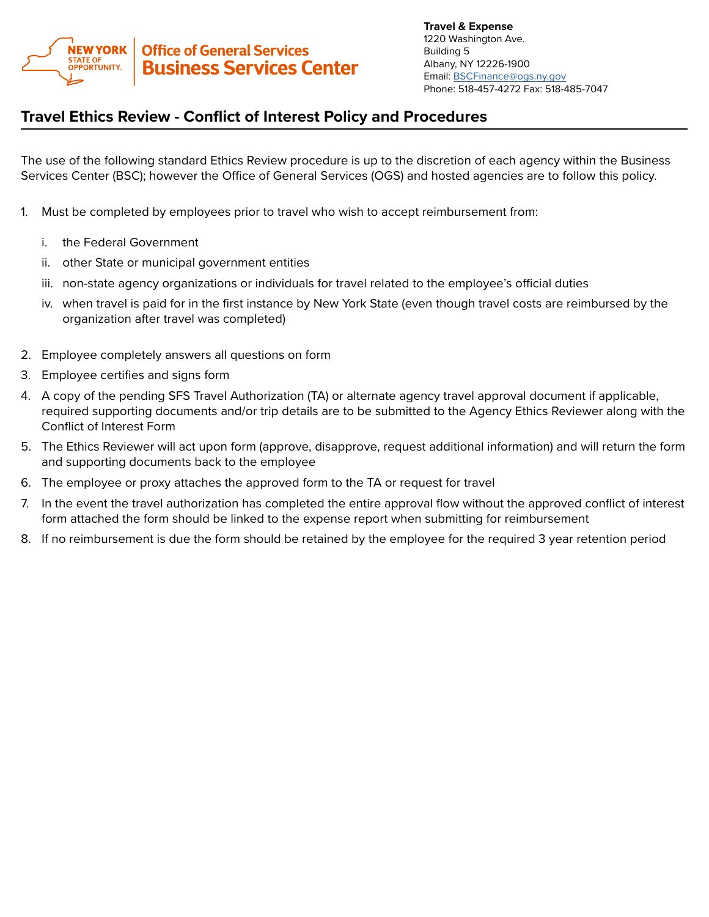NEW YORK STATE OF OPPORTUNITY. | Office of General Services **Business Services Center**

**Travel & Expense**
1220 Washington Ave.
Building 5
Albany, NY 12226-1900
Email: BSCFinance@ogs.ny.gov
Phone: 518-457-4272 Fax: 518-485-7047

## Travel Ethics Review - Conflict of Interest Policy and Procedures

The use of the following standard Ethics Review procedure is up to the discretion of each agency within the Business Services Center (BSC); however the Office of General Services (OGS) and hosted agencies are to follow this policy.

1. Must be completed by employees prior to travel who wish to accept reimbursement from:
   i. the Federal Government
   ii. other State or municipal government entities
   iii. non-state agency organizations or individuals for travel related to the employee's official duties
   iv. when travel is paid for in the first instance by New York State (even though travel costs are reimbursed by the organization after travel was completed)
2. Employee completely answers all questions on form
3. Employee certifies and signs form
4. A copy of the pending SFS Travel Authorization (TA) or alternate agency travel approval document if applicable, required supporting documents and/or trip details are to be submitted to the Agency Ethics Reviewer along with the Conflict of Interest Form
5. The Ethics Reviewer will act upon form (approve, disapprove, request additional information) and will return the form and supporting documents back to the employee
6. The employee or proxy attaches the approved form to the TA or request for travel
7. In the event the travel authorization has completed the entire approval flow without the approved conflict of interest form attached the form should be linked to the expense report when submitting for reimbursement
8. If no reimbursement is due the form should be retained by the employee for the required 3 year retention period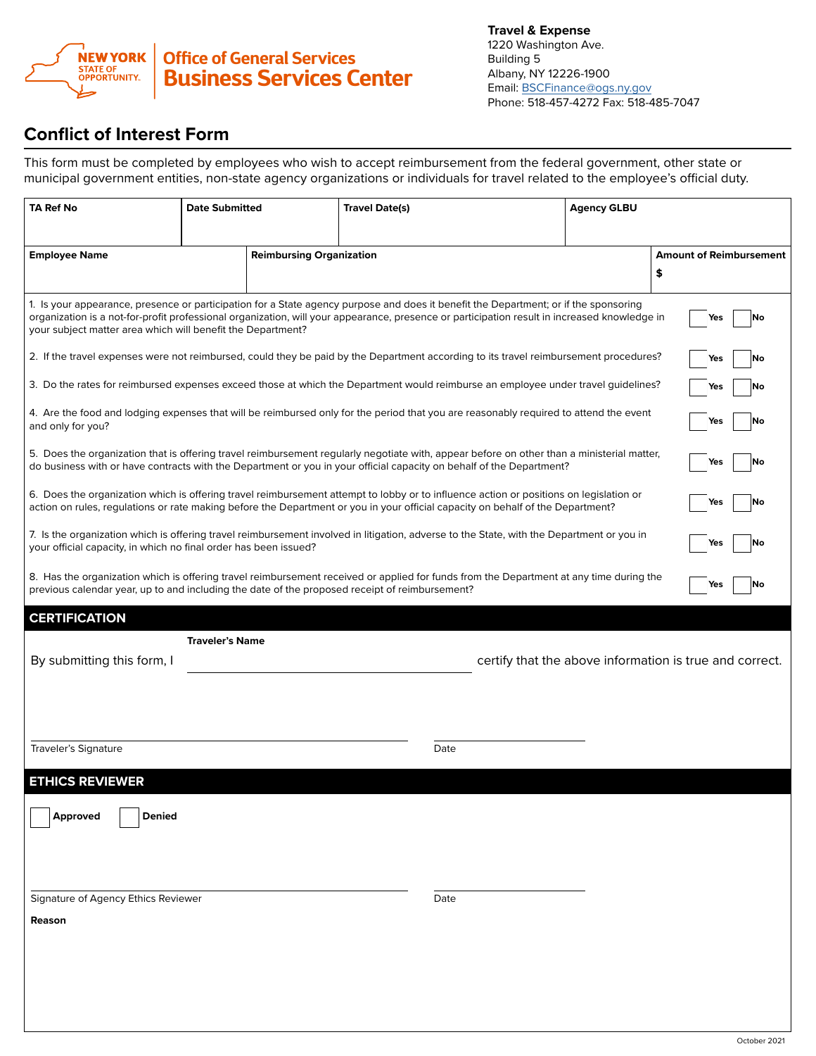NEW YORK STATE OF OPPORTUNITY. | Office of General Services Business Services Center

**Travel & Expense**
1220 Washington Ave.
Building 5
Albany, NY 12226-1900
Email: BSCFinance@ogs.ny.gov
Phone: 518-457-4272 Fax: 518-485-7047

# Conflict of Interest Form

This form must be completed by employees who wish to accept reimbursement from the federal government, other state or municipal government entities, non-state agency organizations or individuals for travel related to the employee's official duty.

| TA Ref No | Date Submitted | Travel Date(s) | Agency GLBU |
|---|---|---|---|
| | | | |

| Employee Name | Reimbursing Organization | Amount of Reimbursement |
|---|---|---|
| | | $ |

1. Is your appearance, presence or participation for a State agency purpose and does it benefit the Department; or if the sponsoring organization is a not-for-profit professional organization, will your appearance, presence or participation result in increased knowledge in your subject matter area which will benefit the Department? ☐ Yes ☐ No

2. If the travel expenses were not reimbursed, could they be paid by the Department according to its travel reimbursement procedures? ☐ Yes ☐ No

3. Do the rates for reimbursed expenses exceed those at which the Department would reimburse an employee under travel guidelines? ☐ Yes ☐ No

4. Are the food and lodging expenses that will be reimbursed only for the period that you are reasonably required to attend the event and only for you? ☐ Yes ☐ No

5. Does the organization that is offering travel reimbursement regularly negotiate with, appear before on other than a ministerial matter, do business with or have contracts with the Department or you in your official capacity on behalf of the Department? ☐ Yes ☐ No

6. Does the organization which is offering travel reimbursement attempt to lobby or to influence action or positions on legislation or action on rules, regulations or rate making before the Department or you in your official capacity on behalf of the Department? ☐ Yes ☐ No

7. Is the organization which is offering travel reimbursement involved in litigation, adverse to the State, with the Department or you in your official capacity, in which no final order has been issued? ☐ Yes ☐ No

8. Has the organization which is offering travel reimbursement received or applied for funds from the Department at any time during the previous calendar year, up to and including the date of the proposed receipt of reimbursement? ☐ Yes ☐ No

## CERTIFICATION

By submitting this form, I ____________________ (**Traveler's Name**) certify that the above information is true and correct.

Traveler's Signature ____________________ Date ____________________

## ETHICS REVIEWER

☐ **Approved** ☐ **Denied**

Signature of Agency Ethics Reviewer ____________________ Date ____________________

**Reason**

October 2021